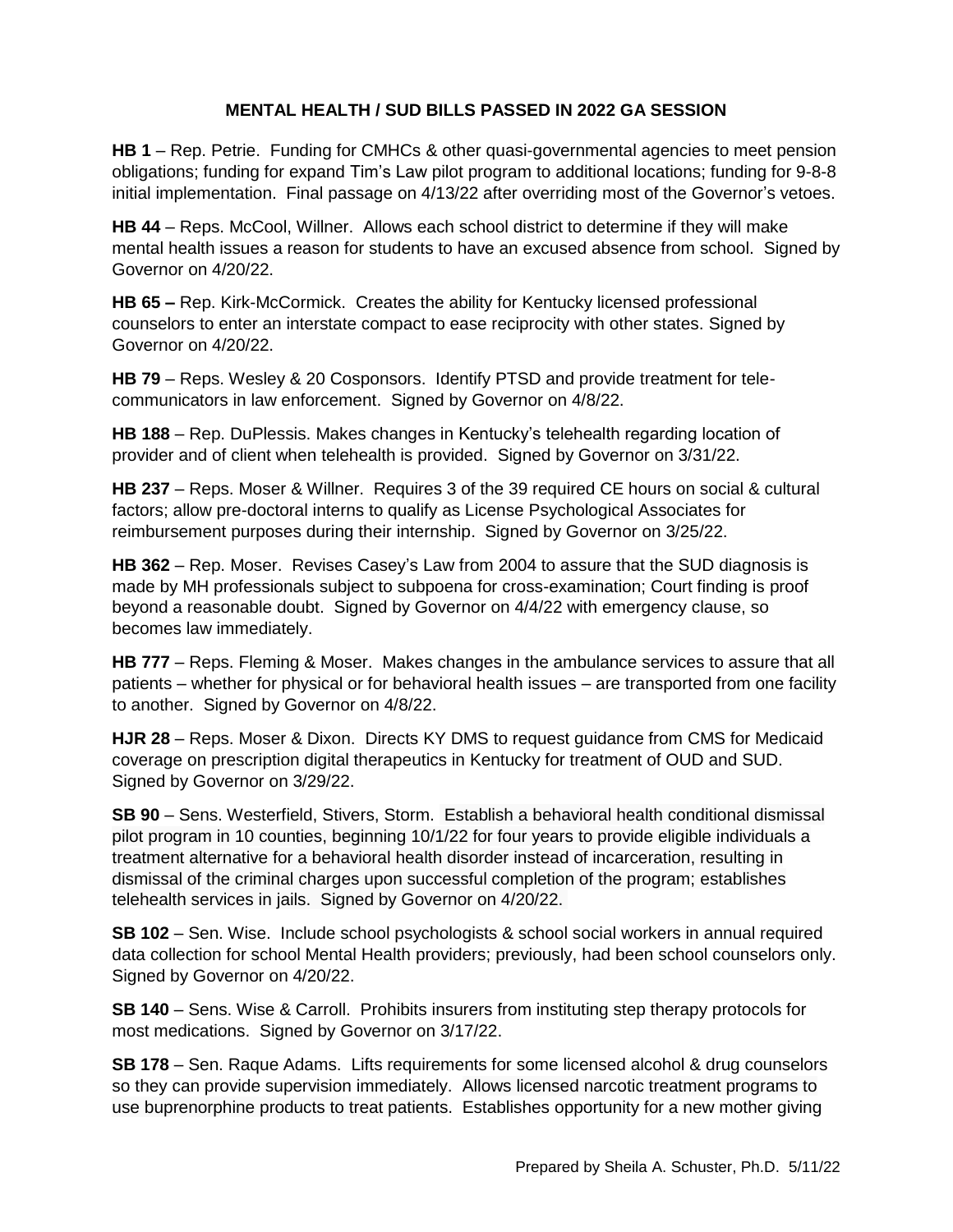# MENTAL HEALTH / SUD BILLS PASSED IN 2022 GA SESSION

**HB 1** – Rep. Petrie. Funding for CMHCs & other quasi-governmental agencies to meet pension obligations; funding for expand Tim's Law pilot program to additional locations; funding for 9-8-8 initial implementation. Final passage on 4/13/22 after overriding most of the Governor's vetoes.

**HB 44** – Reps. McCool, Willner. Allows each school district to determine if they will make mental health issues a reason for students to have an excused absence from school. Signed by Governor on 4/20/22.

**HB 65 –** Rep. Kirk-McCormick. Creates the ability for Kentucky licensed professional counselors to enter an interstate compact to ease reciprocity with other states. Signed by Governor on 4/20/22.

**HB 79** – Reps. Wesley & 20 Cosponsors. Identify PTSD and provide treatment for tele-communicators in law enforcement. Signed by Governor on 4/8/22.

**HB 188** – Rep. DuPlessis. Makes changes in Kentucky's telehealth regarding location of provider and of client when telehealth is provided. Signed by Governor on 3/31/22.

**HB 237** – Reps. Moser & Willner. Requires 3 of the 39 required CE hours on social & cultural factors; allow pre-doctoral interns to qualify as License Psychological Associates for reimbursement purposes during their internship. Signed by Governor on 3/25/22.

**HB 362** – Rep. Moser. Revises Casey's Law from 2004 to assure that the SUD diagnosis is made by MH professionals subject to subpoena for cross-examination; Court finding is proof beyond a reasonable doubt. Signed by Governor on 4/4/22 with emergency clause, so becomes law immediately.

**HB 777** – Reps. Fleming & Moser. Makes changes in the ambulance services to assure that all patients – whether for physical or for behavioral health issues – are transported from one facility to another. Signed by Governor on 4/8/22.

**HJR 28** – Reps. Moser & Dixon. Directs KY DMS to request guidance from CMS for Medicaid coverage on prescription digital therapeutics in Kentucky for treatment of OUD and SUD. Signed by Governor on 3/29/22.

**SB 90** – Sens. Westerfield, Stivers, Storm. Establish a behavioral health conditional dismissal pilot program in 10 counties, beginning 10/1/22 for four years to provide eligible individuals a treatment alternative for a behavioral health disorder instead of incarceration, resulting in dismissal of the criminal charges upon successful completion of the program; establishes telehealth services in jails. Signed by Governor on 4/20/22.

**SB 102** – Sen. Wise. Include school psychologists & school social workers in annual required data collection for school Mental Health providers; previously, had been school counselors only. Signed by Governor on 4/20/22.

**SB 140** – Sens. Wise & Carroll. Prohibits insurers from instituting step therapy protocols for most medications. Signed by Governor on 3/17/22.

**SB 178** – Sen. Raque Adams. Lifts requirements for some licensed alcohol & drug counselors so they can provide supervision immediately. Allows licensed narcotic treatment programs to use buprenorphine products to treat patients. Establishes opportunity for a new mother giving

Prepared by Sheila A. Schuster, Ph.D. 5/11/22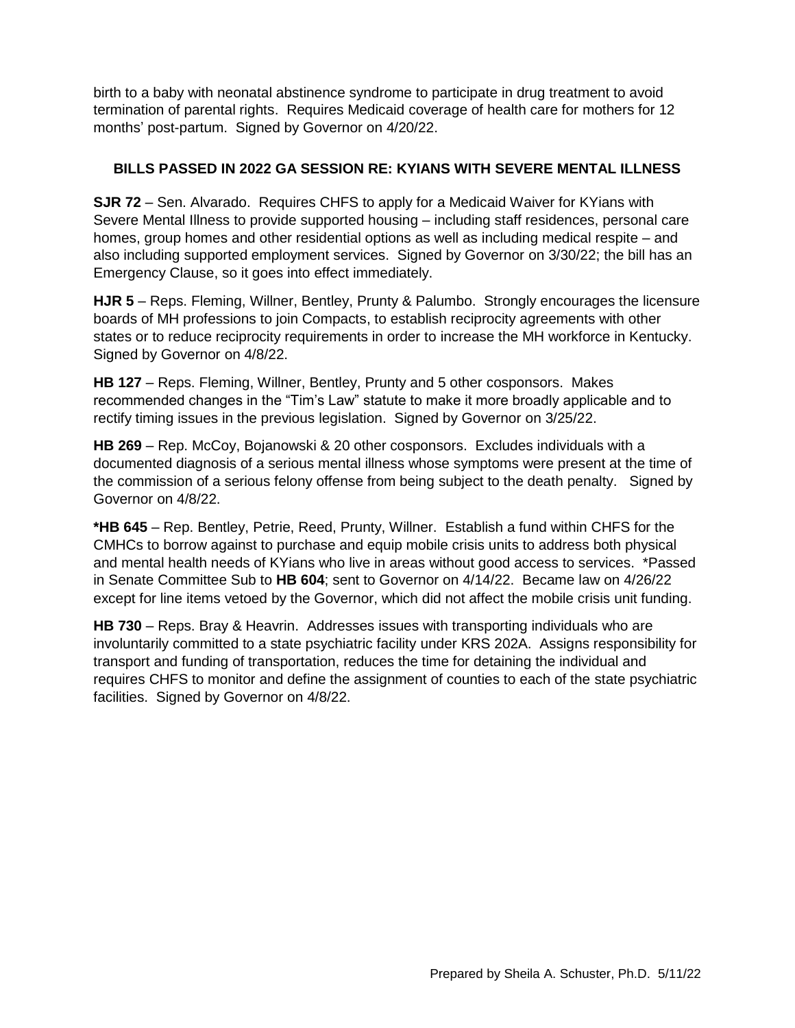birth to a baby with neonatal abstinence syndrome to participate in drug treatment to avoid termination of parental rights. Requires Medicaid coverage of health care for mothers for 12 months' post-partum. Signed by Governor on 4/20/22.

## BILLS PASSED IN 2022 GA SESSION RE: KYIANS WITH SEVERE MENTAL ILLNESS

**SJR 72** – Sen. Alvarado. Requires CHFS to apply for a Medicaid Waiver for KYians with Severe Mental Illness to provide supported housing – including staff residences, personal care homes, group homes and other residential options as well as including medical respite – and also including supported employment services. Signed by Governor on 3/30/22; the bill has an Emergency Clause, so it goes into effect immediately.

**HJR 5** – Reps. Fleming, Willner, Bentley, Prunty & Palumbo. Strongly encourages the licensure boards of MH professions to join Compacts, to establish reciprocity agreements with other states or to reduce reciprocity requirements in order to increase the MH workforce in Kentucky. Signed by Governor on 4/8/22.

**HB 127** – Reps. Fleming, Willner, Bentley, Prunty and 5 other cosponsors. Makes recommended changes in the "Tim's Law" statute to make it more broadly applicable and to rectify timing issues in the previous legislation. Signed by Governor on 3/25/22.

**HB 269** – Rep. McCoy, Bojanowski & 20 other cosponsors. Excludes individuals with a documented diagnosis of a serious mental illness whose symptoms were present at the time of the commission of a serious felony offense from being subject to the death penalty. Signed by Governor on 4/8/22.

**\*HB 645** – Rep. Bentley, Petrie, Reed, Prunty, Willner. Establish a fund within CHFS for the CMHCs to borrow against to purchase and equip mobile crisis units to address both physical and mental health needs of KYians who live in areas without good access to services. *Passed in Senate Committee Sub to **HB 604**; sent to Governor on 4/14/22. Became law on 4/26/22 except for line items vetoed by the Governor, which did not affect the mobile crisis unit funding.

**HB 730** – Reps. Bray & Heavrin. Addresses issues with transporting individuals who are involuntarily committed to a state psychiatric facility under KRS 202A. Assigns responsibility for transport and funding of transportation, reduces the time for detaining the individual and requires CHFS to monitor and define the assignment of counties to each of the state psychiatric facilities. Signed by Governor on 4/8/22.

Prepared by Sheila A. Schuster, Ph.D. 5/11/22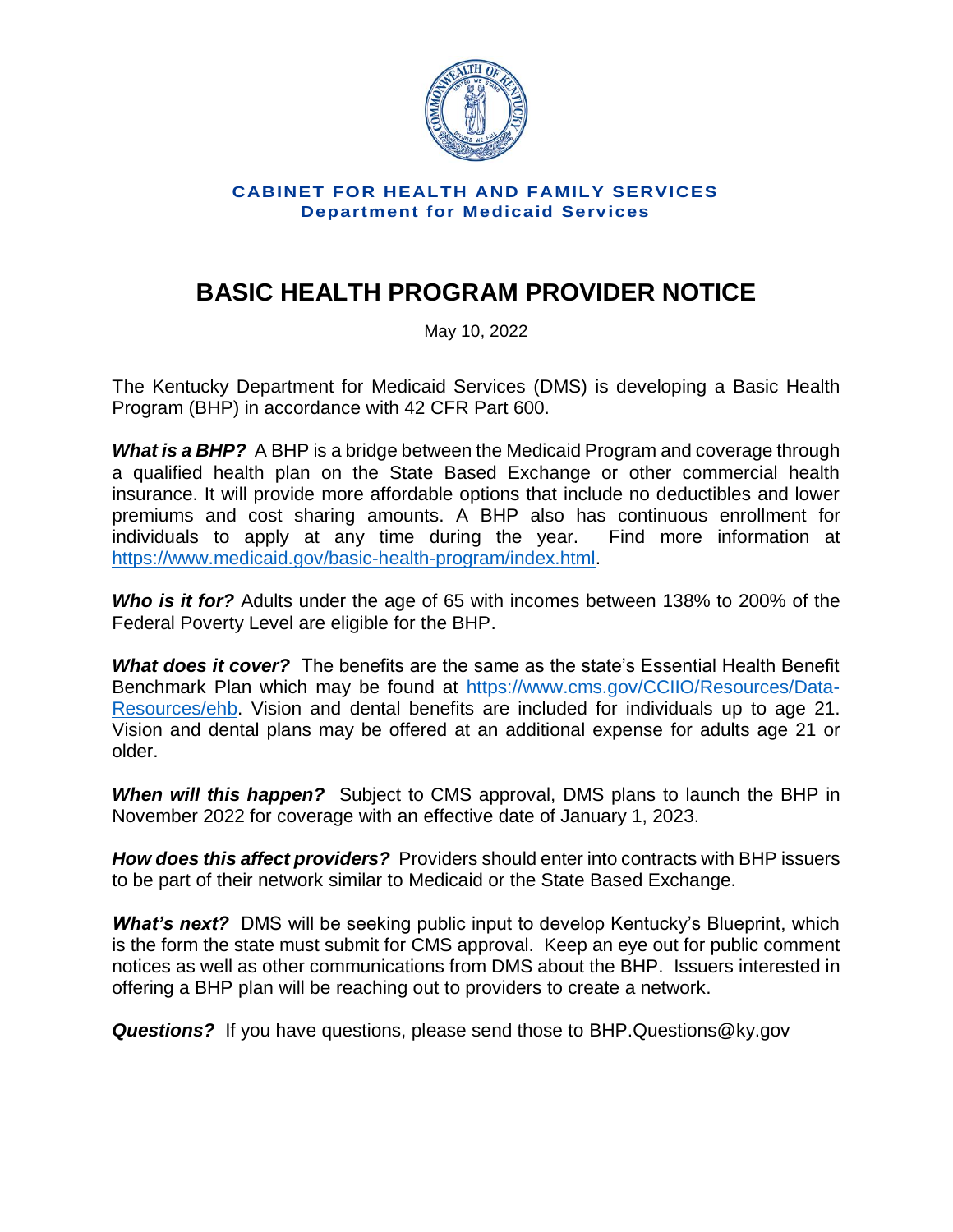**CABINET FOR HEALTH AND FAMILY SERVICES**
**Department for Medicaid Services**

# BASIC HEALTH PROGRAM PROVIDER NOTICE

May 10, 2022

The Kentucky Department for Medicaid Services (DMS) is developing a Basic Health Program (BHP) in accordance with 42 CFR Part 600.

***What is a BHP?*** A BHP is a bridge between the Medicaid Program and coverage through a qualified health plan on the State Based Exchange or other commercial health insurance. It will provide more affordable options that include no deductibles and lower premiums and cost sharing amounts. A BHP also has continuous enrollment for individuals to apply at any time during the year. Find more information at https://www.medicaid.gov/basic-health-program/index.html.

***Who is it for?*** Adults under the age of 65 with incomes between 138% to 200% of the Federal Poverty Level are eligible for the BHP.

***What does it cover?*** The benefits are the same as the state's Essential Health Benefit Benchmark Plan which may be found at https://www.cms.gov/CCIIO/Resources/Data-Resources/ehb. Vision and dental benefits are included for individuals up to age 21. Vision and dental plans may be offered at an additional expense for adults age 21 or older.

***When will this happen?*** Subject to CMS approval, DMS plans to launch the BHP in November 2022 for coverage with an effective date of January 1, 2023.

***How does this affect providers?*** Providers should enter into contracts with BHP issuers to be part of their network similar to Medicaid or the State Based Exchange.

***What's next?*** DMS will be seeking public input to develop Kentucky's Blueprint, which is the form the state must submit for CMS approval. Keep an eye out for public comment notices as well as other communications from DMS about the BHP. Issuers interested in offering a BHP plan will be reaching out to providers to create a network.

***Questions?*** If you have questions, please send those to BHP.Questions@ky.gov